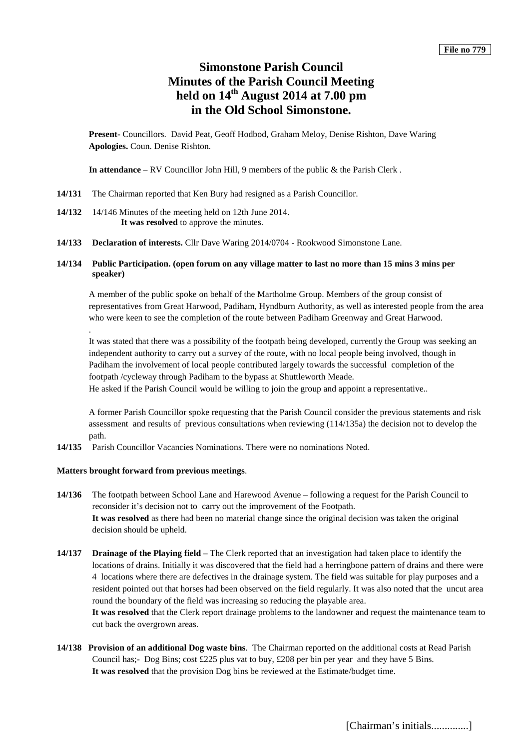**File no 779**

# Simonstone Parish Council
# Minutes of the Parish Council Meeting
# held on 14th August 2014 at 7.00 pm
# in the Old School Simonstone.

**Present**- Councillors. David Peat, Geoff Hodbod, Graham Meloy, Denise Rishton, Dave Waring
**Apologies.** Coun. Denise Rishton.

**In attendance** – RV Councillor John Hill, 9 members of the public & the Parish Clerk .

**14/131** The Chairman reported that Ken Bury had resigned as a Parish Councillor.

**14/132** 14/146 Minutes of the meeting held on 12th June 2014.
**It was resolved** to approve the minutes.

**14/133** **Declaration of interests.** Cllr Dave Waring 2014/0704 - Rookwood Simonstone Lane.

**14/134** **Public Participation. (open forum on any village matter to last no more than 15 mins 3 mins per speaker)**

A member of the public spoke on behalf of the Martholme Group. Members of the group consist of representatives from Great Harwood, Padiham, Hyndburn Authority, as well as interested people from the area who were keen to see the completion of the route between Padiham Greenway and Great Harwood.

.

It was stated that there was a possibility of the footpath being developed, currently the Group was seeking an independent authority to carry out a survey of the route, with no local people being involved, though in Padiham the involvement of local people contributed largely towards the successful completion of the footpath /cycleway through Padiham to the bypass at Shuttleworth Meade.
He asked if the Parish Council would be willing to join the group and appoint a representative..

A former Parish Councillor spoke requesting that the Parish Council consider the previous statements and risk assessment and results of previous consultations when reviewing (114/135a) the decision not to develop the path.

**14/135** Parish Councillor Vacancies Nominations. There were no nominations Noted.

**Matters brought forward from previous meetings**.

**14/136** The footpath between School Lane and Harewood Avenue – following a request for the Parish Council to reconsider it's decision not to carry out the improvement of the Footpath.
**It was resolved** as there had been no material change since the original decision was taken the original decision should be upheld.

**14/137** **Drainage of the Playing field** – The Clerk reported that an investigation had taken place to identify the locations of drains. Initially it was discovered that the field had a herringbone pattern of drains and there were 4 locations where there are defectives in the drainage system. The field was suitable for play purposes and a resident pointed out that horses had been observed on the field regularly. It was also noted that the uncut area round the boundary of the field was increasing so reducing the playable area.
**It was resolved** that the Clerk report drainage problems to the landowner and request the maintenance team to cut back the overgrown areas.

**14/138** **Provision of an additional Dog waste bins**. The Chairman reported on the additional costs at Read Parish Council has;- Dog Bins; cost £225 plus vat to buy, £208 per bin per year and they have 5 Bins.
**It was resolved** that the provision Dog bins be reviewed at the Estimate/budget time.

[Chairman's initials.............]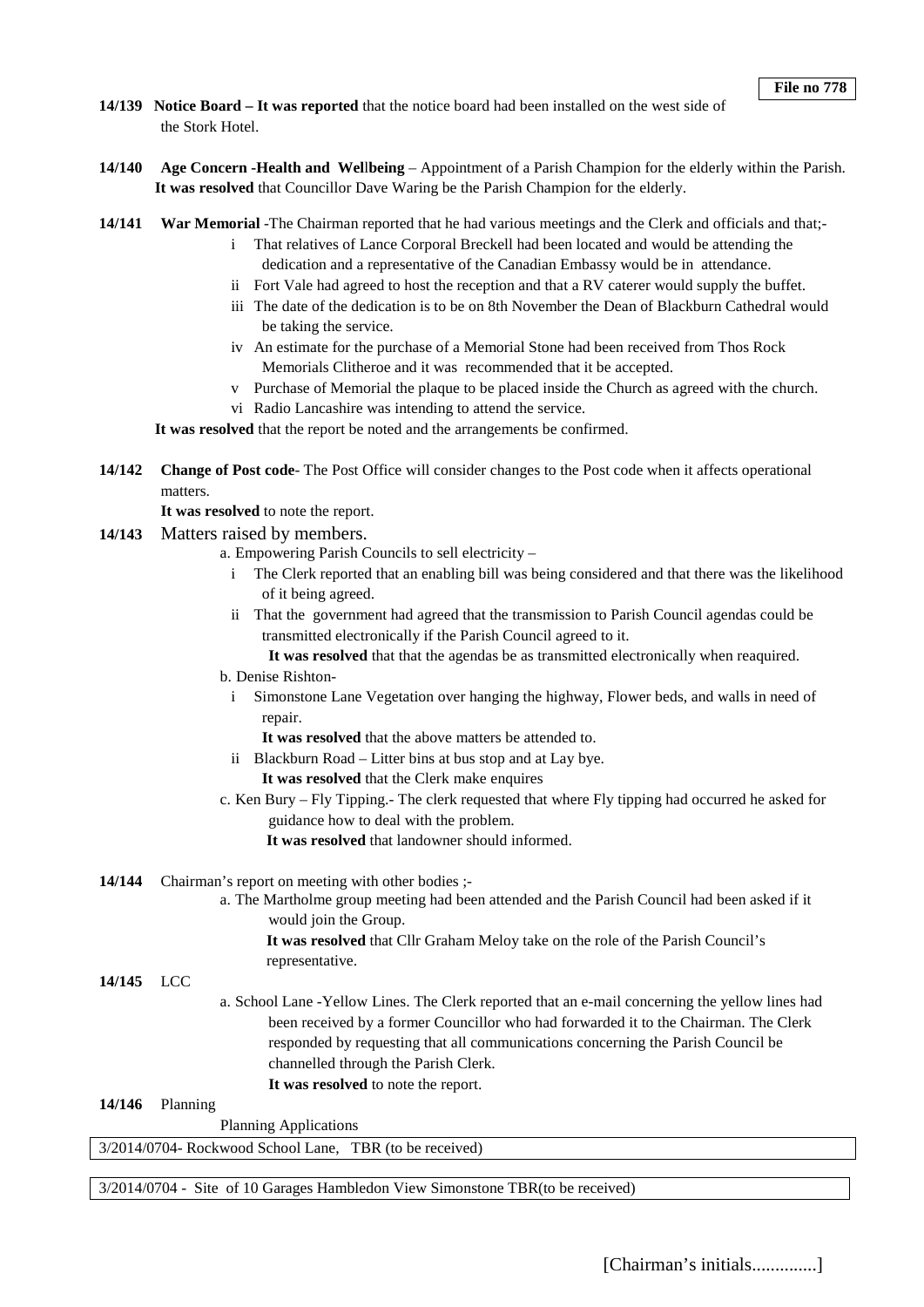**File no 778**

**14/139** **Notice Board – It was reported** that the notice board had been installed on the west side of the Stork Hotel.

**14/140** **Age Concern -Health and Wellbeing** – Appointment of a Parish Champion for the elderly within the Parish. **It was resolved** that Councillor Dave Waring be the Parish Champion for the elderly.

**14/141** **War Memorial** -The Chairman reported that he had various meetings and the Clerk and officials and that;-

- i That relatives of Lance Corporal Breckell had been located and would be attending the dedication and a representative of the Canadian Embassy would be in attendance.
- ii Fort Vale had agreed to host the reception and that a RV caterer would supply the buffet.
- iii The date of the dedication is to be on 8th November the Dean of Blackburn Cathedral would be taking the service.
- iv An estimate for the purchase of a Memorial Stone had been received from Thos Rock Memorials Clitheroe and it was recommended that it be accepted.
- v Purchase of Memorial the plaque to be placed inside the Church as agreed with the church.
- vi Radio Lancashire was intending to attend the service.

**It was resolved** that the report be noted and the arrangements be confirmed.

**14/142** **Change of Post code**- The Post Office will consider changes to the Post code when it affects operational matters.

**It was resolved** to note the report.

**14/143** Matters raised by members.

a. Empowering Parish Councils to sell electricity –

- i The Clerk reported that an enabling bill was being considered and that there was the likelihood of it being agreed.
- ii That the government had agreed that the transmission to Parish Council agendas could be transmitted electronically if the Parish Council agreed to it.

  **It was resolved** that that the agendas be as transmitted electronically when reaquired.

b. Denise Rishton-

- i Simonstone Lane Vegetation over hanging the highway, Flower beds, and walls in need of repair.

  **It was resolved** that the above matters be attended to.
- ii Blackburn Road – Litter bins at bus stop and at Lay bye.

  **It was resolved** that the Clerk make enquires

c. Ken Bury – Fly Tipping.- The clerk requested that where Fly tipping had occurred he asked for guidance how to deal with the problem.

**It was resolved** that landowner should informed.

**14/144** Chairman's report on meeting with other bodies ;-

a. The Martholme group meeting had been attended and the Parish Council had been asked if it would join the Group.

**It was resolved** that Cllr Graham Meloy take on the role of the Parish Council's representative.

**14/145** LCC

a. School Lane -Yellow Lines. The Clerk reported that an e-mail concerning the yellow lines had been received by a former Councillor who had forwarded it to the Chairman. The Clerk responded by requesting that all communications concerning the Parish Council be channelled through the Parish Clerk.

**It was resolved** to note the report.

**14/146** Planning

Planning Applications

| 3/2014/0704- Rockwood School Lane, TBR (to be received) |
|---|

| 3/2014/0704 - Site of 10 Garages Hambledon View Simonstone TBR(to be received) |
|---|

[Chairman's initials.............]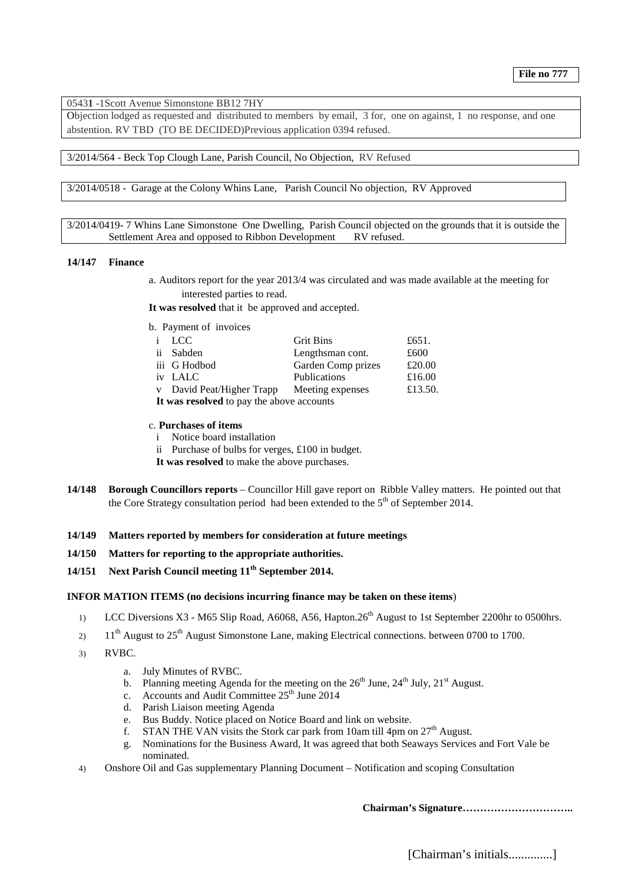**File no 777**

0543**1** -1Scott Avenue Simonstone BB12 7HY
Objection lodged as requested and distributed to members by email, 3 for, one on against, 1 no response, and one abstention. RV TBD (TO BE DECIDED)Previous application 0394 refused.

3/2014/564 - Beck Top Clough Lane, Parish Council, No Objection, RV Refused

3/2014/0518 - Garage at the Colony Whins Lane, Parish Council No objection, RV Approved

3/2014/0419- 7 Whins Lane Simonstone One Dwelling, Parish Council objected on the grounds that it is outside the Settlement Area and opposed to Ribbon Development RV refused.

**14/147 Finance**

a. Auditors report for the year 2013/4 was circulated and was made available at the meeting for interested parties to read.

**It was resolved** that it be approved and accepted.

b. Payment of invoices

| | | |
|---|---|---|
| i LCC | Grit Bins | £651. |
| ii Sabden | Lengthsman cont. | £600 |
| iii G Hodbod | Garden Comp prizes | £20.00 |
| iv LALC | Publications | £16.00 |
| v David Peat/Higher Trapp | Meeting expenses | £13.50. |

**It was resolved** to pay the above accounts

c. **Purchases of items**

i Notice board installation

ii Purchase of bulbs for verges, £100 in budget.

**It was resolved** to make the above purchases.

**14/148 Borough Councillors reports** – Councillor Hill gave report on Ribble Valley matters. He pointed out that the Core Strategy consultation period had been extended to the 5th of September 2014.

**14/149 Matters reported by members for consideration at future meetings**

**14/150 Matters for reporting to the appropriate authorities.**

**14/151 Next Parish Council meeting 11th September 2014.**

**INFOR MATION ITEMS (no decisions incurring finance may be taken on these items**)

1) LCC Diversions X3 - M65 Slip Road, A6068, A56, Hapton.26th August to 1st September 2200hr to 0500hrs.
2) 11th August to 25th August Simonstone Lane, making Electrical connections. between 0700 to 1700.
3) RVBC.
    a. July Minutes of RVBC.
    b. Planning meeting Agenda for the meeting on the 26th June, 24th July, 21st August.
    c. Accounts and Audit Committee 25th June 2014
    d. Parish Liaison meeting Agenda
    e. Bus Buddy. Notice placed on Notice Board and link on website.
    f. STAN THE VAN visits the Stork car park from 10am till 4pm on 27th August.
    g. Nominations for the Business Award, It was agreed that both Seaways Services and Fort Vale be nominated.
4) Onshore Oil and Gas supplementary Planning Document – Notification and scoping Consultation

**Chairman's Signature…………………………..**

[Chairman's initials.............]